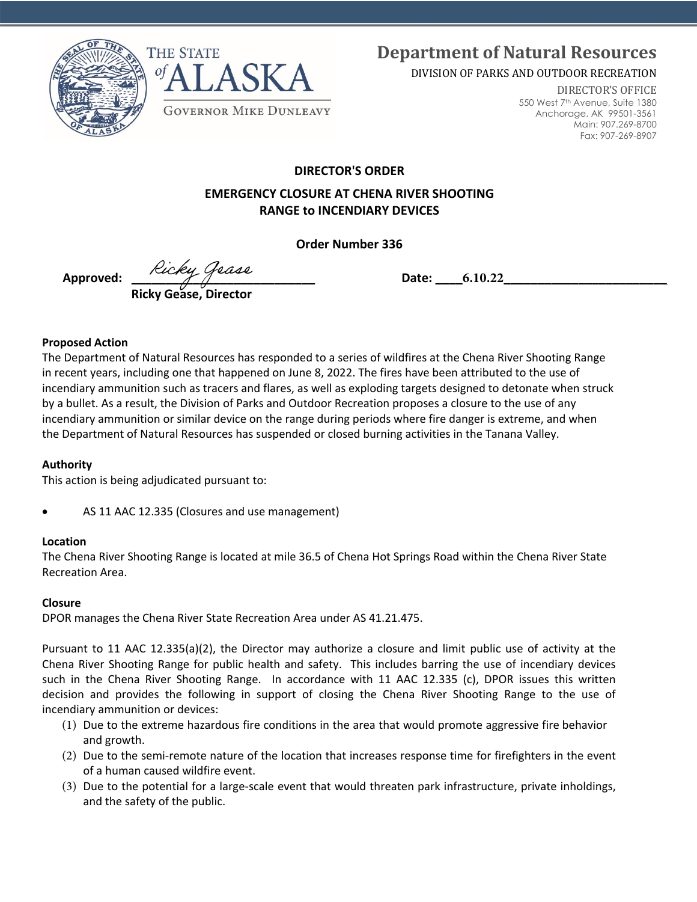THE STATE of ALASKA

GOVERNOR MIKE DUNLEAVY

# Department of Natural Resources

DIVISION OF PARKS AND OUTDOOR RECREATION

DIRECTOR'S OFFICE
550 West 7th Avenue, Suite 1380
Anchorage, AK 99501-3561
Main: 907.269-8700
Fax: 907-269-8907

## DIRECTOR'S ORDER

## EMERGENCY CLOSURE AT CHENA RIVER SHOOTING RANGE to INCENDIARY DEVICES

**Order Number 336**

**Approved:** Ricky Gease
**Ricky Gease, Director**

**Date: 6.10.22**

### Proposed Action

The Department of Natural Resources has responded to a series of wildfires at the Chena River Shooting Range in recent years, including one that happened on June 8, 2022. The fires have been attributed to the use of incendiary ammunition such as tracers and flares, as well as exploding targets designed to detonate when struck by a bullet. As a result, the Division of Parks and Outdoor Recreation proposes a closure to the use of any incendiary ammunition or similar device on the range during periods where fire danger is extreme, and when the Department of Natural Resources has suspended or closed burning activities in the Tanana Valley.

### Authority

This action is being adjudicated pursuant to:

- AS 11 AAC 12.335 (Closures and use management)

### Location

The Chena River Shooting Range is located at mile 36.5 of Chena Hot Springs Road within the Chena River State Recreation Area.

### Closure

DPOR manages the Chena River State Recreation Area under AS 41.21.475.

Pursuant to 11 AAC 12.335(a)(2), the Director may authorize a closure and limit public use of activity at the Chena River Shooting Range for public health and safety. This includes barring the use of incendiary devices such in the Chena River Shooting Range. In accordance with 11 AAC 12.335 (c), DPOR issues this written decision and provides the following in support of closing the Chena River Shooting Range to the use of incendiary ammunition or devices:

(1) Due to the extreme hazardous fire conditions in the area that would promote aggressive fire behavior and growth.
(2) Due to the semi-remote nature of the location that increases response time for firefighters in the event of a human caused wildfire event.
(3) Due to the potential for a large-scale event that would threaten park infrastructure, private inholdings, and the safety of the public.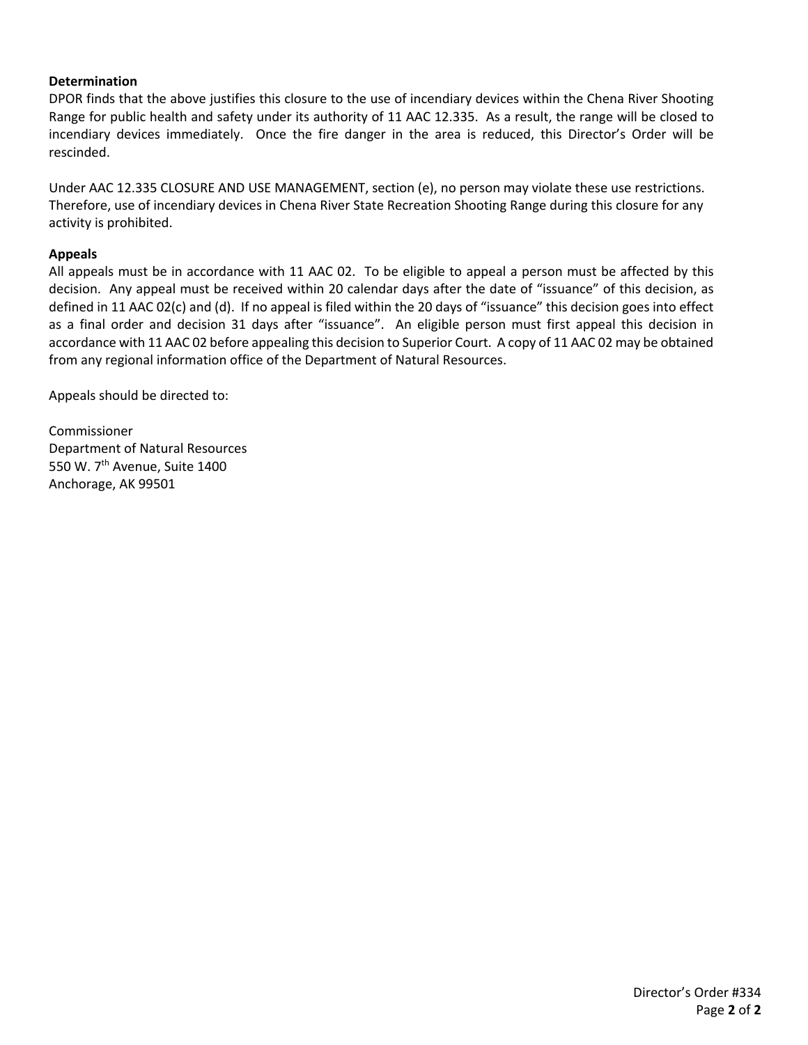**Determination**

DPOR finds that the above justifies this closure to the use of incendiary devices within the Chena River Shooting Range for public health and safety under its authority of 11 AAC 12.335. As a result, the range will be closed to incendiary devices immediately. Once the fire danger in the area is reduced, this Director's Order will be rescinded.

Under AAC 12.335 CLOSURE AND USE MANAGEMENT, section (e), no person may violate these use restrictions. Therefore, use of incendiary devices in Chena River State Recreation Shooting Range during this closure for any activity is prohibited.

**Appeals**

All appeals must be in accordance with 11 AAC 02. To be eligible to appeal a person must be affected by this decision. Any appeal must be received within 20 calendar days after the date of "issuance" of this decision, as defined in 11 AAC 02(c) and (d). If no appeal is filed within the 20 days of "issuance" this decision goes into effect as a final order and decision 31 days after "issuance". An eligible person must first appeal this decision in accordance with 11 AAC 02 before appealing this decision to Superior Court. A copy of 11 AAC 02 may be obtained from any regional information office of the Department of Natural Resources.

Appeals should be directed to:

Commissioner
Department of Natural Resources
550 W. 7th Avenue, Suite 1400
Anchorage, AK 99501

Director's Order #334